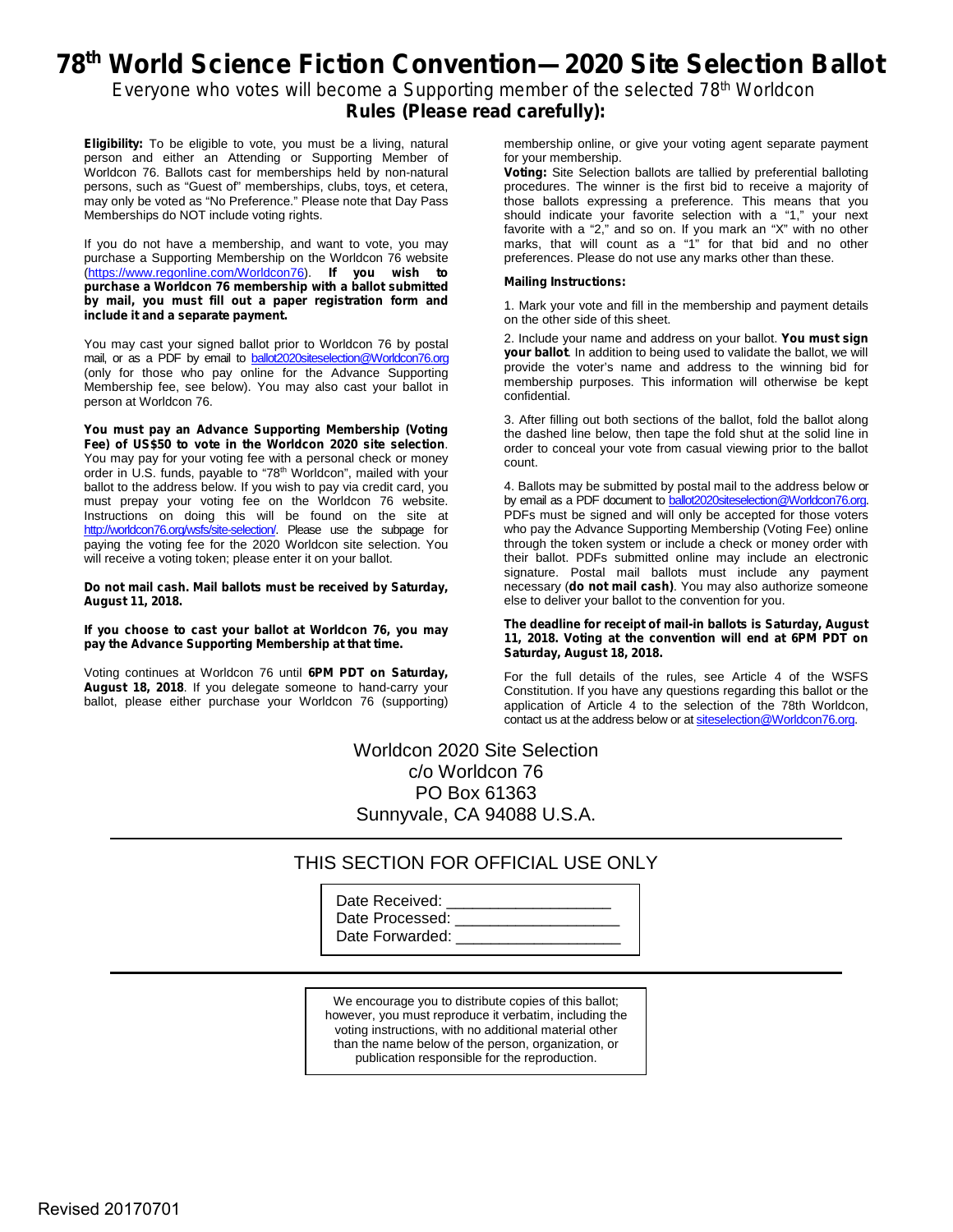# 78th World Science Fiction Convention—2020 Site Selection Ballot

Everyone who votes will become a Supporting member of the selected 78th Worldcon

**Rules (Please read carefully):**

**Eligibility:** To be eligible to vote, you must be a living, natural person and either an Attending or Supporting Member of Worldcon 76. Ballots cast for memberships held by non-natural persons, such as "Guest of" memberships, clubs, toys, et cetera, may only be voted as "No Preference." Please note that Day Pass Memberships do NOT include voting rights.

If you do not have a membership, and want to vote, you may purchase a Supporting Membership on the Worldcon 76 website (https://www.regonline.com/Worldcon76). **If you wish to purchase a Worldcon 76 membership with a ballot submitted by mail, you must fill out a paper registration form and include it and a separate payment.**

You may cast your signed ballot prior to Worldcon 76 by postal mail, or as a PDF by email to ballot2020siteselection@Worldcon76.org (only for those who pay online for the Advance Supporting Membership fee, see below). You may also cast your ballot in person at Worldcon 76.

**You must pay an Advance Supporting Membership (Voting Fee) of US$50 to vote in the Worldcon 2020 site selection**. You may pay for your voting fee with a personal check or money order in U.S. funds, payable to "78th Worldcon", mailed with your ballot to the address below. If you wish to pay via credit card, you must prepay your voting fee on the Worldcon 76 website. Instructions on doing this will be found on the site at http://worldcon76.org/wsfs/site-selection/. Please use the subpage for paying the voting fee for the 2020 Worldcon site selection. You will receive a voting token; please enter it on your ballot.

**Do not mail cash. Mail ballots must be received by Saturday, August 11, 2018.**

**If you choose to cast your ballot at Worldcon 76, you may pay the Advance Supporting Membership at that time.**

Voting continues at Worldcon 76 until **6PM PDT on Saturday, August 18, 2018**. If you delegate someone to hand-carry your ballot, please either purchase your Worldcon 76 (supporting) membership online, or give your voting agent separate payment for your membership.

**Voting:** Site Selection ballots are tallied by preferential balloting procedures. The winner is the first bid to receive a majority of those ballots expressing a preference. This means that you should indicate your favorite selection with a "1," your next favorite with a "2," and so on. If you mark an "X" with no other marks, that will count as a "1" for that bid and no other preferences. Please do not use any marks other than these.

**Mailing Instructions:**

1. Mark your vote and fill in the membership and payment details on the other side of this sheet.

2. Include your name and address on your ballot. **You must sign your ballot**. In addition to being used to validate the ballot, we will provide the voter's name and address to the winning bid for membership purposes. This information will otherwise be kept confidential.

3. After filling out both sections of the ballot, fold the ballot along the dashed line below, then tape the fold shut at the solid line in order to conceal your vote from casual viewing prior to the ballot count.

4. Ballots may be submitted by postal mail to the address below or by email as a PDF document to ballot2020siteselection@Worldcon76.org. PDFs must be signed and will only be accepted for those voters who pay the Advance Supporting Membership (Voting Fee) online through the token system or include a check or money order with their ballot. PDFs submitted online may include an electronic signature. Postal mail ballots must include any payment necessary (**do not mail cash)**. You may also authorize someone else to deliver your ballot to the convention for you.

**The deadline for receipt of mail-in ballots is Saturday, August 11, 2018. Voting at the convention will end at 6PM PDT on Saturday, August 18, 2018.**

For the full details of the rules, see Article 4 of the WSFS Constitution. If you have any questions regarding this ballot or the application of Article 4 to the selection of the 78th Worldcon, contact us at the address below or at siteselection@Worldcon76.org.

Worldcon 2020 Site Selection
c/o Worldcon 76
PO Box 61363
Sunnyvale, CA 94088 U.S.A.

---

THIS SECTION FOR OFFICIAL USE ONLY

Date Received: ____________________
Date Processed: ____________________
Date Forwarded: ____________________

---

We encourage you to distribute copies of this ballot; however, you must reproduce it verbatim, including the voting instructions, with no additional material other than the name below of the person, organization, or publication responsible for the reproduction.

Revised 20170701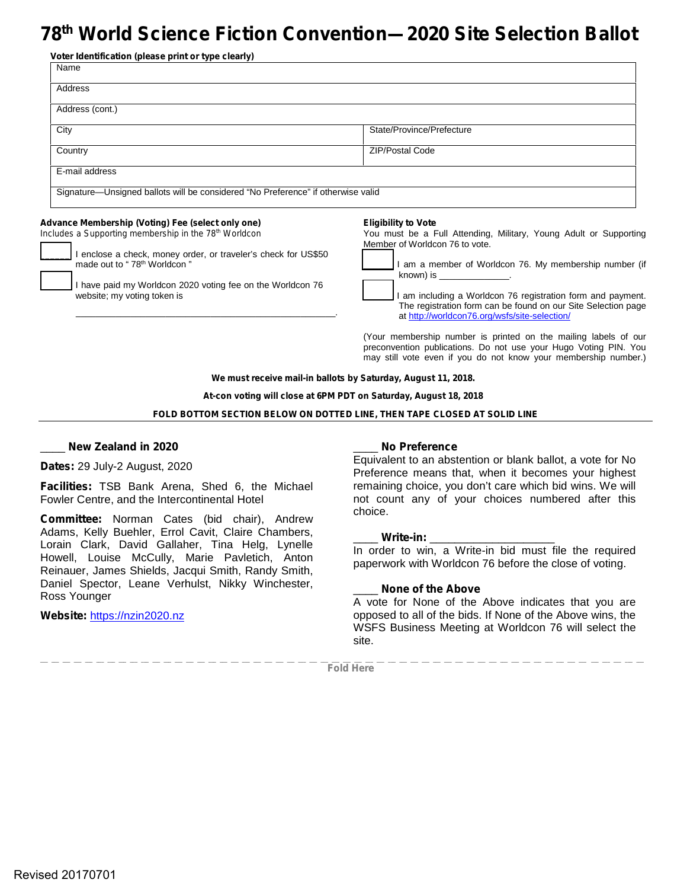# 78th World Science Fiction Convention—2020 Site Selection Ballot

**Voter Identification (please print or type clearly)**

| | |
|---|---|
| Name | |
| Address | |
| Address (cont.) | |
| City | State/Province/Prefecture |
| Country | ZIP/Postal Code |
| E-mail address | |
| Signature—Unsigned ballots will be considered "No Preference" if otherwise valid | |

**Advance Membership (Voting) Fee (select only one)**
Includes a Supporting membership in the 78th Worldcon

☐ I enclose a check, money order, or traveler's check for US$50 made out to "78th Worldcon"

☐ I have paid my Worldcon 2020 voting fee on the Worldcon 76 website; my voting token is

\_\_\_\_\_\_\_\_\_\_\_\_\_\_\_\_\_\_\_\_\_\_\_\_\_\_\_\_\_\_\_\_\_\_\_\_\_\_\_\_\_\_\_\_.

**Eligibility to Vote**
You must be a Full Attending, Military, Young Adult or Supporting Member of Worldcon 76 to vote.

☐ I am a member of Worldcon 76. My membership number (if known) is \_\_\_\_\_\_\_\_\_\_\_\_\_\_.

☐ I am including a Worldcon 76 registration form and payment. The registration form can be found on our Site Selection page at http://worldcon76.org/wsfs/site-selection/

(Your membership number is printed on the mailing labels of our preconvention publications. Do not use your Hugo Voting PIN. You may still vote even if you do not know your membership number.)

**We must receive mail-in ballots by Saturday, August 11, 2018.**

**At-con voting will close at 6PM PDT on Saturday, August 18, 2018**

**FOLD BOTTOM SECTION BELOW ON DOTTED LINE, THEN TAPE CLOSED AT SOLID LINE**

---

**\_\_\_\_ New Zealand in 2020**

**Dates:** 29 July-2 August, 2020

**Facilities:** TSB Bank Arena, Shed 6, the Michael Fowler Centre, and the Intercontinental Hotel

**Committee:** Norman Cates (bid chair), Andrew Adams, Kelly Buehler, Errol Cavit, Claire Chambers, Lorain Clark, David Gallaher, Tina Helg, Lynelle Howell, Louise McCully, Marie Pavletich, Anton Reinauer, James Shields, Jacqui Smith, Randy Smith, Daniel Spector, Leane Verhulst, Nikky Winchester, Ross Younger

**Website:** https://nzin2020.nz

**\_\_\_\_ No Preference**
Equivalent to an abstention or blank ballot, a vote for No Preference means that, when it becomes your highest remaining choice, you don't care which bid wins. We will not count any of your choices numbered after this choice.

**\_\_\_\_ Write-in:** \_\_\_\_\_\_\_\_\_\_\_\_\_\_\_\_\_\_\_\_
In order to win, a Write-in bid must file the required paperwork with Worldcon 76 before the close of voting.

**\_\_\_\_ None of the Above**
A vote for None of the Above indicates that you are opposed to all of the bids. If None of the Above wins, the WSFS Business Meeting at Worldcon 76 will select the site.

\_ \_ \_ \_ \_ \_ \_ \_ \_ \_ \_ \_ \_ \_ \_ \_ \_ \_ \_ \_ \_ \_ \_ \_ \_ \_ \_ \_ \_ \_ \_ \_ \_ \_ \_ \_ \_ \_ \_ \_

Fold Here

Revised 20170701